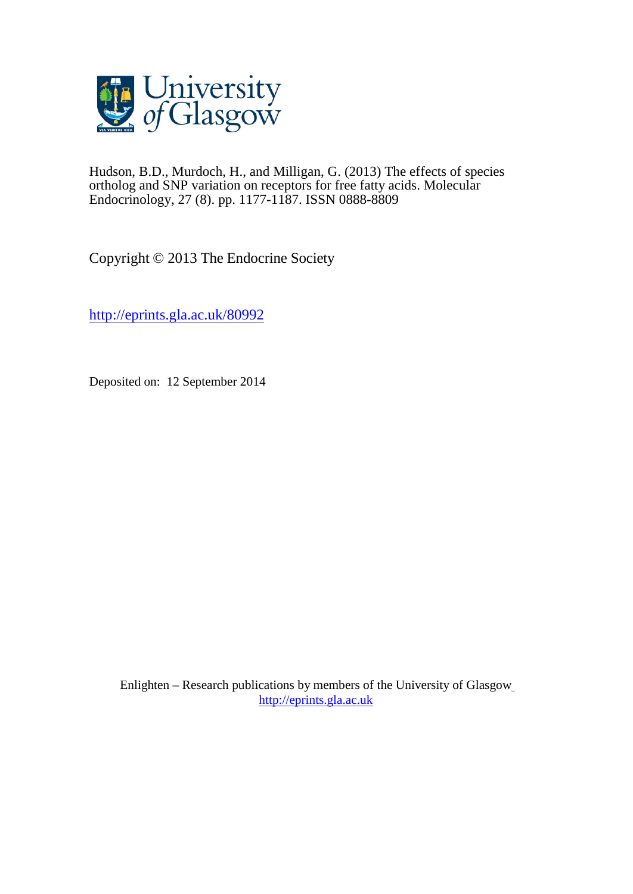University of Glasgow

Hudson, B.D., Murdoch, H., and Milligan, G. (2013) The effects of species ortholog and SNP variation on receptors for free fatty acids. Molecular Endocrinology, 27 (8). pp. 1177-1187. ISSN 0888-8809

Copyright © 2013 The Endocrine Society

http://eprints.gla.ac.uk/80992

Deposited on: 12 September 2014

Enlighten – Research publications by members of the University of Glasgow
http://eprints.gla.ac.uk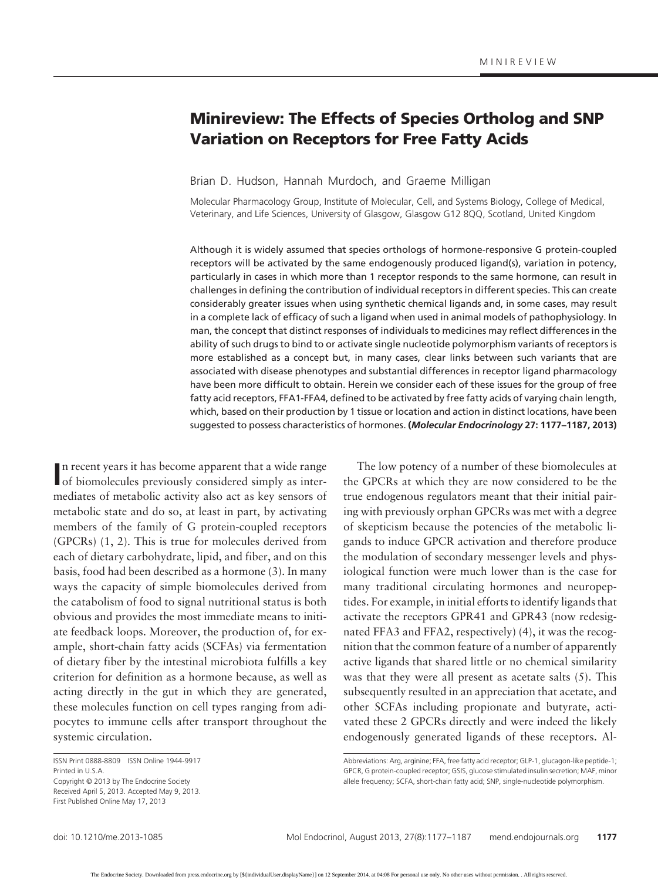# Minireview: The Effects of Species Ortholog and SNP Variation on Receptors for Free Fatty Acids

Brian D. Hudson, Hannah Murdoch, and Graeme Milligan

Molecular Pharmacology Group, Institute of Molecular, Cell, and Systems Biology, College of Medical, Veterinary, and Life Sciences, University of Glasgow, Glasgow G12 8QQ, Scotland, United Kingdom

Although it is widely assumed that species orthologs of hormone-responsive G protein-coupled receptors will be activated by the same endogenously produced ligand(s), variation in potency, particularly in cases in which more than 1 receptor responds to the same hormone, can result in challenges in defining the contribution of individual receptors in different species. This can create considerably greater issues when using synthetic chemical ligands and, in some cases, may result in a complete lack of efficacy of such a ligand when used in animal models of pathophysiology. In man, the concept that distinct responses of individuals to medicines may reflect differences in the ability of such drugs to bind to or activate single nucleotide polymorphism variants of receptors is more established as a concept but, in many cases, clear links between such variants that are associated with disease phenotypes and substantial differences in receptor ligand pharmacology have been more difficult to obtain. Herein we consider each of these issues for the group of free fatty acid receptors, FFA1-FFA4, defined to be activated by free fatty acids of varying chain length, which, based on their production by 1 tissue or location and action in distinct locations, have been suggested to possess characteristics of hormones. **(*Molecular Endocrinology* 27: 1177–1187, 2013)**

In recent years it has become apparent that a wide range of biomolecules previously considered simply as intermediates of metabolic activity also act as key sensors of metabolic state and do so, at least in part, by activating members of the family of G protein-coupled receptors (GPCRs) (1, 2). This is true for molecules derived from each of dietary carbohydrate, lipid, and fiber, and on this basis, food had been described as a hormone (3). In many ways the capacity of simple biomolecules derived from the catabolism of food to signal nutritional status is both obvious and provides the most immediate means to initiate feedback loops. Moreover, the production of, for example, short-chain fatty acids (SCFAs) via fermentation of dietary fiber by the intestinal microbiota fulfills a key criterion for definition as a hormone because, as well as acting directly in the gut in which they are generated, these molecules function on cell types ranging from adipocytes to immune cells after transport throughout the systemic circulation.

The low potency of a number of these biomolecules at the GPCRs at which they are now considered to be the true endogenous regulators meant that their initial pairing with previously orphan GPCRs was met with a degree of skepticism because the potencies of the metabolic ligands to induce GPCR activation and therefore produce the modulation of secondary messenger levels and physiological function were much lower than is the case for many traditional circulating hormones and neuropeptides. For example, in initial efforts to identify ligands that activate the receptors GPR41 and GPR43 (now redesignated FFA3 and FFA2, respectively) (4), it was the recognition that the common feature of a number of apparently active ligands that shared little or no chemical similarity was that they were all present as acetate salts (5). This subsequently resulted in an appreciation that acetate, and other SCFAs including propionate and butyrate, activated these 2 GPCRs directly and were indeed the likely endogenously generated ligands of these receptors. Al-

ISSN Print 0888-8809 ISSN Online 1944-9917
Printed in U.S.A.
Copyright © 2013 by The Endocrine Society
Received April 5, 2013. Accepted May 9, 2013.
First Published Online May 17, 2013

Abbreviations: Arg, arginine; FFA, free fatty acid receptor; GLP-1, glucagon-like peptide-1; GPCR, G protein-coupled receptor; GSIS, glucose stimulated insulin secretion; MAF, minor allele frequency; SCFA, short-chain fatty acid; SNP, single-nucleotide polymorphism.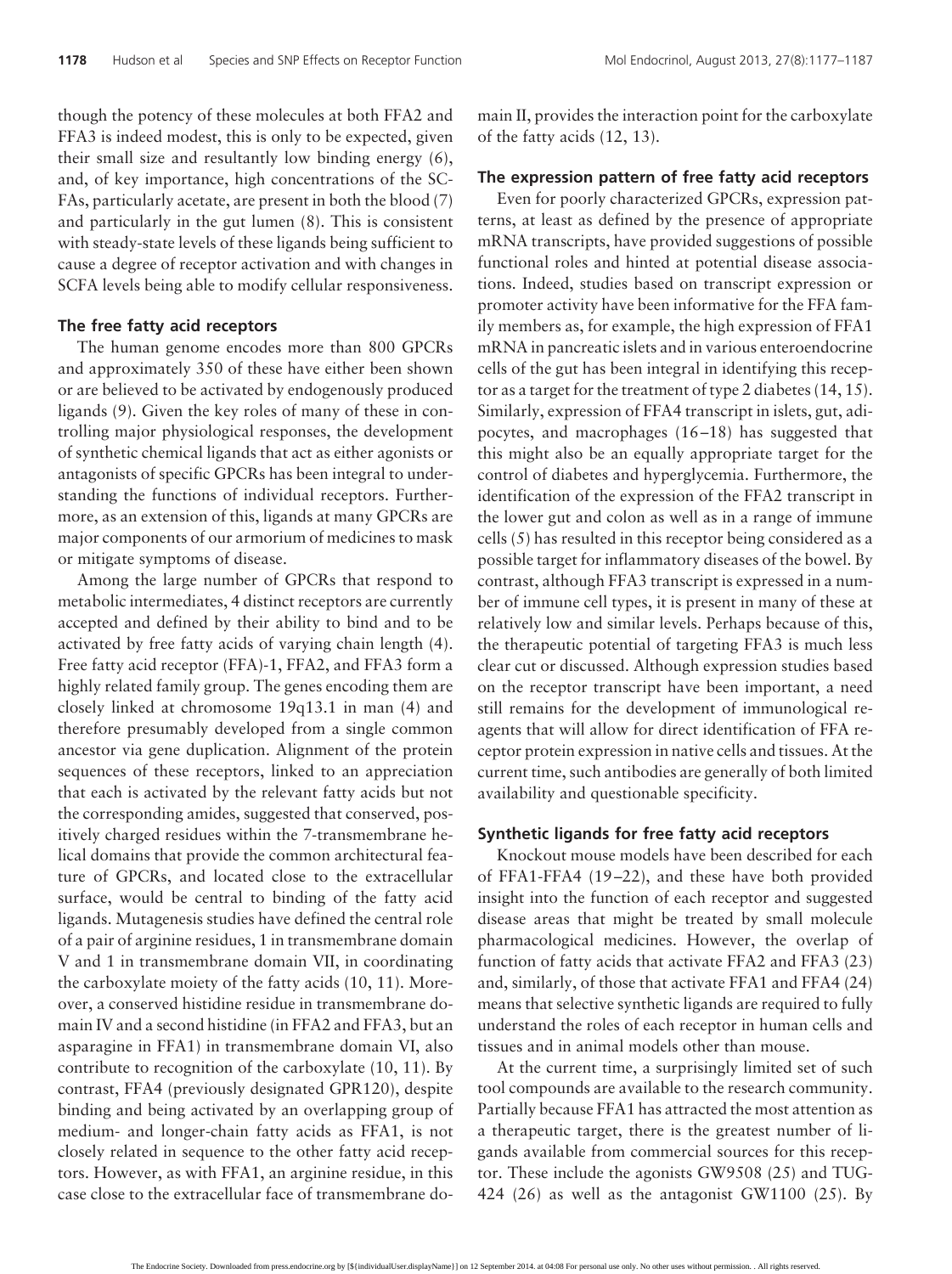though the potency of these molecules at both FFA2 and FFA3 is indeed modest, this is only to be expected, given their small size and resultantly low binding energy (6), and, of key importance, high concentrations of the SCFAs, particularly acetate, are present in both the blood (7) and particularly in the gut lumen (8). This is consistent with steady-state levels of these ligands being sufficient to cause a degree of receptor activation and with changes in SCFA levels being able to modify cellular responsiveness.

### The free fatty acid receptors

The human genome encodes more than 800 GPCRs and approximately 350 of these have either been shown or are believed to be activated by endogenously produced ligands (9). Given the key roles of many of these in controlling major physiological responses, the development of synthetic chemical ligands that act as either agonists or antagonists of specific GPCRs has been integral to understanding the functions of individual receptors. Furthermore, as an extension of this, ligands at many GPCRs are major components of our armorium of medicines to mask or mitigate symptoms of disease.

Among the large number of GPCRs that respond to metabolic intermediates, 4 distinct receptors are currently accepted and defined by their ability to bind and to be activated by free fatty acids of varying chain length (4). Free fatty acid receptor (FFA)-1, FFA2, and FFA3 form a highly related family group. The genes encoding them are closely linked at chromosome 19q13.1 in man (4) and therefore presumably developed from a single common ancestor via gene duplication. Alignment of the protein sequences of these receptors, linked to an appreciation that each is activated by the relevant fatty acids but not the corresponding amides, suggested that conserved, positively charged residues within the 7-transmembrane helical domains that provide the common architectural feature of GPCRs, and located close to the extracellular surface, would be central to binding of the fatty acid ligands. Mutagenesis studies have defined the central role of a pair of arginine residues, 1 in transmembrane domain V and 1 in transmembrane domain VII, in coordinating the carboxylate moiety of the fatty acids (10, 11). Moreover, a conserved histidine residue in transmembrane domain IV and a second histidine (in FFA2 and FFA3, but an asparagine in FFA1) in transmembrane domain VI, also contribute to recognition of the carboxylate (10, 11). By contrast, FFA4 (previously designated GPR120), despite binding and being activated by an overlapping group of medium- and longer-chain fatty acids as FFA1, is not closely related in sequence to the other fatty acid receptors. However, as with FFA1, an arginine residue, in this case close to the extracellular face of transmembrane domain II, provides the interaction point for the carboxylate of the fatty acids (12, 13).

### The expression pattern of free fatty acid receptors

Even for poorly characterized GPCRs, expression patterns, at least as defined by the presence of appropriate mRNA transcripts, have provided suggestions of possible functional roles and hinted at potential disease associations. Indeed, studies based on transcript expression or promoter activity have been informative for the FFA family members as, for example, the high expression of FFA1 mRNA in pancreatic islets and in various enteroendocrine cells of the gut has been integral in identifying this receptor as a target for the treatment of type 2 diabetes (14, 15). Similarly, expression of FFA4 transcript in islets, gut, adipocytes, and macrophages (16–18) has suggested that this might also be an equally appropriate target for the control of diabetes and hyperglycemia. Furthermore, the identification of the expression of the FFA2 transcript in the lower gut and colon as well as in a range of immune cells (5) has resulted in this receptor being considered as a possible target for inflammatory diseases of the bowel. By contrast, although FFA3 transcript is expressed in a number of immune cell types, it is present in many of these at relatively low and similar levels. Perhaps because of this, the therapeutic potential of targeting FFA3 is much less clear cut or discussed. Although expression studies based on the receptor transcript have been important, a need still remains for the development of immunological reagents that will allow for direct identification of FFA receptor protein expression in native cells and tissues. At the current time, such antibodies are generally of both limited availability and questionable specificity.

### Synthetic ligands for free fatty acid receptors

Knockout mouse models have been described for each of FFA1-FFA4 (19–22), and these have both provided insight into the function of each receptor and suggested disease areas that might be treated by small molecule pharmacological medicines. However, the overlap of function of fatty acids that activate FFA2 and FFA3 (23) and, similarly, of those that activate FFA1 and FFA4 (24) means that selective synthetic ligands are required to fully understand the roles of each receptor in human cells and tissues and in animal models other than mouse.

At the current time, a surprisingly limited set of such tool compounds are available to the research community. Partially because FFA1 has attracted the most attention as a therapeutic target, there is the greatest number of ligands available from commercial sources for this receptor. These include the agonists GW9508 (25) and TUG-424 (26) as well as the antagonist GW1100 (25). By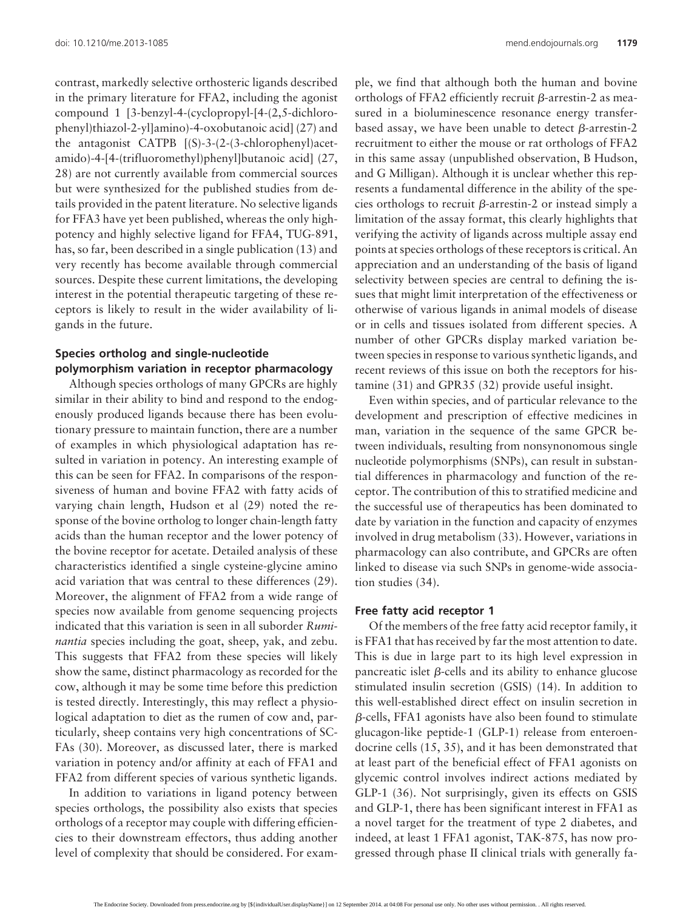contrast, markedly selective orthosteric ligands described in the primary literature for FFA2, including the agonist compound 1 [3-benzyl-4-(cyclopropyl-[4-(2,5-dichlorophenyl)thiazol-2-yl]amino)-4-oxobutanoic acid] (27) and the antagonist CATPB [(S)-3-(2-(3-chlorophenyl)acetamido)-4-[4-(trifluoromethyl)phenyl]butanoic acid] (27, 28) are not currently available from commercial sources but were synthesized for the published studies from details provided in the patent literature. No selective ligands for FFA3 have yet been published, whereas the only high-potency and highly selective ligand for FFA4, TUG-891, has, so far, been described in a single publication (13) and very recently has become available through commercial sources. Despite these current limitations, the developing interest in the potential therapeutic targeting of these receptors is likely to result in the wider availability of ligands in the future.

### Species ortholog and single-nucleotide polymorphism variation in receptor pharmacology

Although species orthologs of many GPCRs are highly similar in their ability to bind and respond to the endogenously produced ligands because there has been evolutionary pressure to maintain function, there are a number of examples in which physiological adaptation has resulted in variation in potency. An interesting example of this can be seen for FFA2. In comparisons of the responsiveness of human and bovine FFA2 with fatty acids of varying chain length, Hudson et al (29) noted the response of the bovine ortholog to longer chain-length fatty acids than the human receptor and the lower potency of the bovine receptor for acetate. Detailed analysis of these characteristics identified a single cysteine-glycine amino acid variation that was central to these differences (29). Moreover, the alignment of FFA2 from a wide range of species now available from genome sequencing projects indicated that this variation is seen in all suborder *Ruminantia* species including the goat, sheep, yak, and zebu. This suggests that FFA2 from these species will likely show the same, distinct pharmacology as recorded for the cow, although it may be some time before this prediction is tested directly. Interestingly, this may reflect a physiological adaptation to diet as the rumen of cow and, particularly, sheep contains very high concentrations of SCFAs (30). Moreover, as discussed later, there is marked variation in potency and/or affinity at each of FFA1 and FFA2 from different species of various synthetic ligands.

In addition to variations in ligand potency between species orthologs, the possibility also exists that species orthologs of a receptor may couple with differing efficiencies to their downstream effectors, thus adding another level of complexity that should be considered. For example, we find that although both the human and bovine orthologs of FFA2 efficiently recruit β-arrestin-2 as measured in a bioluminescence resonance energy transfer-based assay, we have been unable to detect β-arrestin-2 recruitment to either the mouse or rat orthologs of FFA2 in this same assay (unpublished observation, B Hudson, and G Milligan). Although it is unclear whether this represents a fundamental difference in the ability of the species orthologs to recruit β-arrestin-2 or instead simply a limitation of the assay format, this clearly highlights that verifying the activity of ligands across multiple assay end points at species orthologs of these receptors is critical. An appreciation and an understanding of the basis of ligand selectivity between species are central to defining the issues that might limit interpretation of the effectiveness or otherwise of various ligands in animal models of disease or in cells and tissues isolated from different species. A number of other GPCRs display marked variation between species in response to various synthetic ligands, and recent reviews of this issue on both the receptors for histamine (31) and GPR35 (32) provide useful insight.

Even within species, and of particular relevance to the development and prescription of effective medicines in man, variation in the sequence of the same GPCR between individuals, resulting from nonsynonomous single nucleotide polymorphisms (SNPs), can result in substantial differences in pharmacology and function of the receptor. The contribution of this to stratified medicine and the successful use of therapeutics has been dominated to date by variation in the function and capacity of enzymes involved in drug metabolism (33). However, variations in pharmacology can also contribute, and GPCRs are often linked to disease via such SNPs in genome-wide association studies (34).

### Free fatty acid receptor 1

Of the members of the free fatty acid receptor family, it is FFA1 that has received by far the most attention to date. This is due in large part to its high level expression in pancreatic islet β-cells and its ability to enhance glucose stimulated insulin secretion (GSIS) (14). In addition to this well-established direct effect on insulin secretion in β-cells, FFA1 agonists have also been found to stimulate glucagon-like peptide-1 (GLP-1) release from enteroendocrine cells (15, 35), and it has been demonstrated that at least part of the beneficial effect of FFA1 agonists on glycemic control involves indirect actions mediated by GLP-1 (36). Not surprisingly, given its effects on GSIS and GLP-1, there has been significant interest in FFA1 as a novel target for the treatment of type 2 diabetes, and indeed, at least 1 FFA1 agonist, TAK-875, has now progressed through phase II clinical trials with generally fa-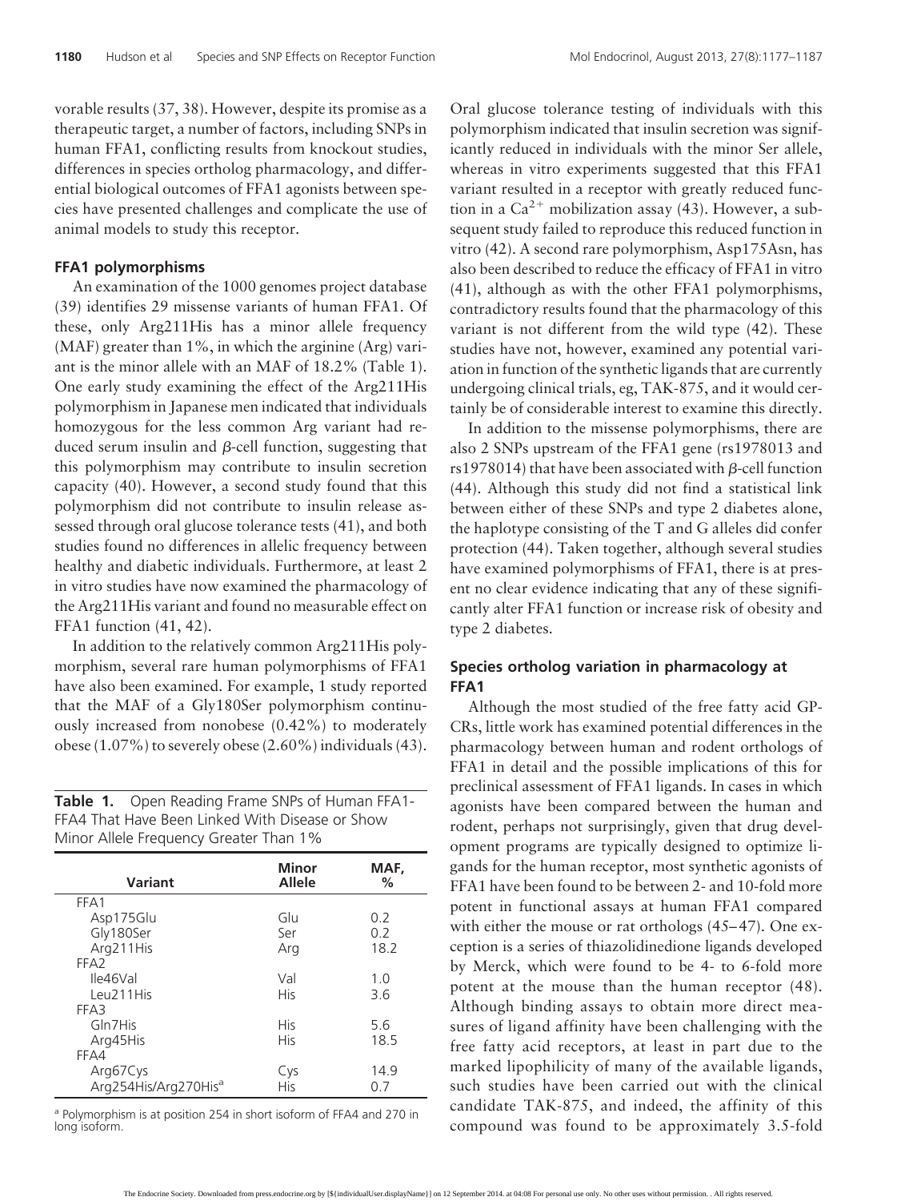vorable results (37, 38). However, despite its promise as a therapeutic target, a number of factors, including SNPs in human FFA1, conflicting results from knockout studies, differences in species ortholog pharmacology, and differential biological outcomes of FFA1 agonists between species have presented challenges and complicate the use of animal models to study this receptor.

### FFA1 polymorphisms

An examination of the 1000 genomes project database (39) identifies 29 missense variants of human FFA1. Of these, only Arg211His has a minor allele frequency (MAF) greater than 1%, in which the arginine (Arg) variant is the minor allele with an MAF of 18.2% (Table 1). One early study examining the effect of the Arg211His polymorphism in Japanese men indicated that individuals homozygous for the less common Arg variant had reduced serum insulin and $\beta$-cell function, suggesting that this polymorphism may contribute to insulin secretion capacity (40). However, a second study found that this polymorphism did not contribute to insulin release assessed through oral glucose tolerance tests (41), and both studies found no differences in allelic frequency between healthy and diabetic individuals. Furthermore, at least 2 in vitro studies have now examined the pharmacology of the Arg211His variant and found no measurable effect on FFA1 function (41, 42).

In addition to the relatively common Arg211His polymorphism, several rare human polymorphisms of FFA1 have also been examined. For example, 1 study reported that the MAF of a Gly180Ser polymorphism continuously increased from nonobese (0.42%) to moderately obese (1.07%) to severely obese (2.60%) individuals (43).

**Table 1.** Open Reading Frame SNPs of Human FFA1-FFA4 That Have Been Linked With Disease or Show Minor Allele Frequency Greater Than 1%

| Variant | Minor Allele | MAF, % |
|---|---|---|
| FFA1 | | |
| Asp175Glu | Glu | 0.2 |
| Gly180Ser | Ser | 0.2 |
| Arg211His | Arg | 18.2 |
| FFA2 | | |
| Ile46Val | Val | 1.0 |
| Leu211His | His | 3.6 |
| FFA3 | | |
| Gln7His | His | 5.6 |
| Arg45His | His | 18.5 |
| FFA4 | | |
| Arg67Cys | Cys | 14.9 |
| Arg254His/Arg270His[a] | His | 0.7 |

[a] Polymorphism is at position 254 in short isoform of FFA4 and 270 in long isoform.

Oral glucose tolerance testing of individuals with this polymorphism indicated that insulin secretion was significantly reduced in individuals with the minor Ser allele, whereas in vitro experiments suggested that this FFA1 variant resulted in a receptor with greatly reduced function in a $Ca^{2+}$ mobilization assay (43). However, a subsequent study failed to reproduce this reduced function in vitro (42). A second rare polymorphism, Asp175Asn, has also been described to reduce the efficacy of FFA1 in vitro (41), although as with the other FFA1 polymorphisms, contradictory results found that the pharmacology of this variant is not different from the wild type (42). These studies have not, however, examined any potential variation in function of the synthetic ligands that are currently undergoing clinical trials, eg, TAK-875, and it would certainly be of considerable interest to examine this directly.

In addition to the missense polymorphisms, there are also 2 SNPs upstream of the FFA1 gene (rs1978013 and rs1978014) that have been associated with $\beta$-cell function (44). Although this study did not find a statistical link between either of these SNPs and type 2 diabetes alone, the haplotype consisting of the T and G alleles did confer protection (44). Taken together, although several studies have examined polymorphisms of FFA1, there is at present no clear evidence indicating that any of these significantly alter FFA1 function or increase risk of obesity and type 2 diabetes.

### Species ortholog variation in pharmacology at FFA1

Although the most studied of the free fatty acid GPCRs, little work has examined potential differences in the pharmacology between human and rodent orthologs of FFA1 in detail and the possible implications of this for preclinical assessment of FFA1 ligands. In cases in which agonists have been compared between the human and rodent, perhaps not surprisingly, given that drug development programs are typically designed to optimize ligands for the human receptor, most synthetic agonists of FFA1 have been found to be between 2- and 10-fold more potent in functional assays at human FFA1 compared with either the mouse or rat orthologs (45–47). One exception is a series of thiazolidinedione ligands developed by Merck, which were found to be 4- to 6-fold more potent at the mouse than the human receptor (48). Although binding assays to obtain more direct measures of ligand affinity have been challenging with the free fatty acid receptors, at least in part due to the marked lipophilicity of many of the available ligands, such studies have been carried out with the clinical candidate TAK-875, and indeed, the affinity of this compound was found to be approximately 3.5-fold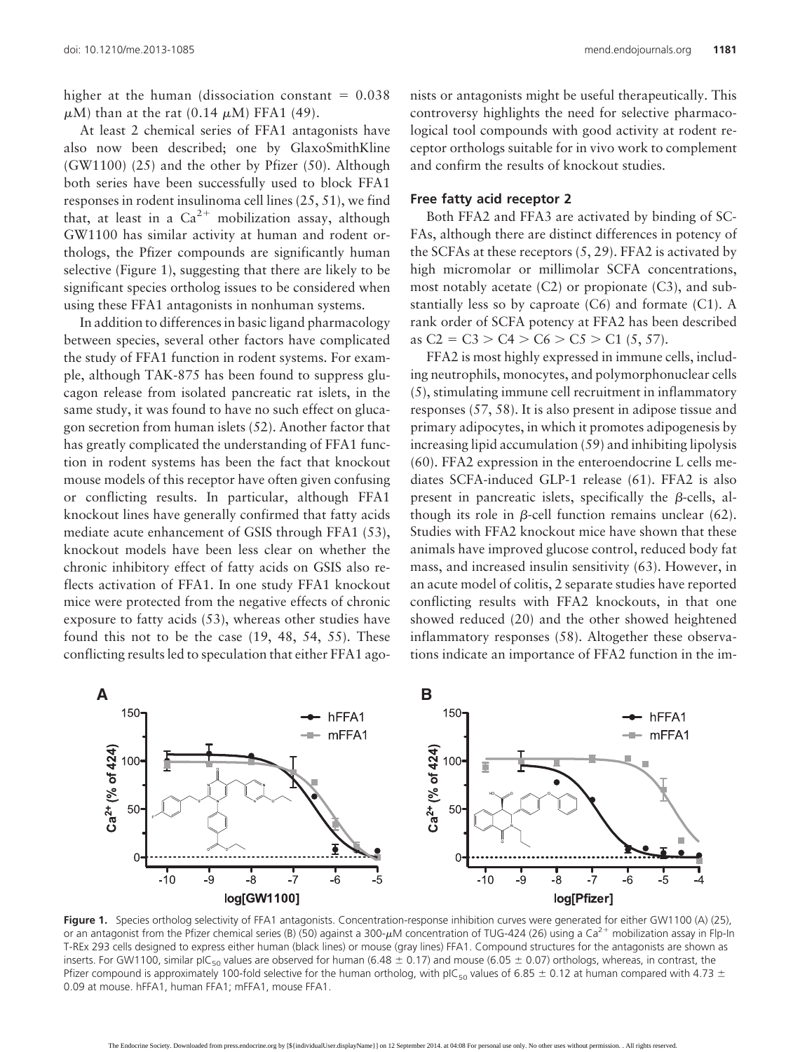higher at the human (dissociation constant = 0.038 $\mu$M) than at the rat (0.14 $\mu$M) FFA1 (49).

At least 2 chemical series of FFA1 antagonists have also now been described; one by GlaxoSmithKline (GW1100) (25) and the other by Pfizer (50). Although both series have been successfully used to block FFA1 responses in rodent insulinoma cell lines (25, 51), we find that, at least in a $Ca^{2+}$ mobilization assay, although GW1100 has similar activity at human and rodent orthologs, the Pfizer compounds are significantly human selective (Figure 1), suggesting that there are likely to be significant species ortholog issues to be considered when using these FFA1 antagonists in nonhuman systems.

In addition to differences in basic ligand pharmacology between species, several other factors have complicated the study of FFA1 function in rodent systems. For example, although TAK-875 has been found to suppress glucagon release from isolated pancreatic rat islets, in the same study, it was found to have no such effect on glucagon secretion from human islets (52). Another factor that has greatly complicated the understanding of FFA1 function in rodent systems has been the fact that knockout mouse models of this receptor have often given confusing or conflicting results. In particular, although FFA1 knockout lines have generally confirmed that fatty acids mediate acute enhancement of GSIS through FFA1 (53), knockout models have been less clear on whether the chronic inhibitory effect of fatty acids on GSIS also reflects activation of FFA1. In one study FFA1 knockout mice were protected from the negative effects of chronic exposure to fatty acids (53), whereas other studies have found this not to be the case (19, 48, 54, 55). These conflicting results led to speculation that either FFA1 agonists or antagonists might be useful therapeutically. This controversy highlights the need for selective pharmacological tool compounds with good activity at rodent receptor orthologs suitable for in vivo work to complement and confirm the results of knockout studies.

### Free fatty acid receptor 2

Both FFA2 and FFA3 are activated by binding of SCFAs, although there are distinct differences in potency of the SCFAs at these receptors (5, 29). FFA2 is activated by high micromolar or millimolar SCFA concentrations, most notably acetate (C2) or propionate (C3), and substantially less so by caproate (C6) and formate (C1). A rank order of SCFA potency at FFA2 has been described as C2 = C3 > C4 > C6 > C5 > C1 (5, 57).

FFA2 is most highly expressed in immune cells, including neutrophils, monocytes, and polymorphonuclear cells (5), stimulating immune cell recruitment in inflammatory responses (57, 58). It is also present in adipose tissue and primary adipocytes, in which it promotes adipogenesis by increasing lipid accumulation (59) and inhibiting lipolysis (60). FFA2 expression in the enteroendocrine L cells mediates SCFA-induced GLP-1 release (61). FFA2 is also present in pancreatic islets, specifically the $\beta$-cells, although its role in $\beta$-cell function remains unclear (62). Studies with FFA2 knockout mice have shown that these animals have improved glucose control, reduced body fat mass, and increased insulin sensitivity (63). However, in an acute model of colitis, 2 separate studies have reported conflicting results with FFA2 knockouts, in that one showed reduced (20) and the other showed heightened inflammatory responses (58). Altogether these observations indicate an importance of FFA2 function in the im-

**Figure 1.** Species ortholog selectivity of FFA1 antagonists. Concentration-response inhibition curves were generated for either GW1100 (A) (25), or an antagonist from the Pfizer chemical series (B) (50) against a 300-$\mu$M concentration of TUG-424 (26) using a $Ca^{2+}$ mobilization assay in Flp-In T-REx 293 cells designed to express either human (black lines) or mouse (gray lines) FFA1. Compound structures for the antagonists are shown as inserts. For GW1100, similar $pIC_{50}$ values are observed for human (6.48 ± 0.17) and mouse (6.05 ± 0.07) orthologs, whereas, in contrast, the Pfizer compound is approximately 100-fold selective for the human ortholog, with $pIC_{50}$ values of 6.85 ± 0.12 at human compared with 4.73 ± 0.09 at mouse. hFFA1, human FFA1; mFFA1, mouse FFA1.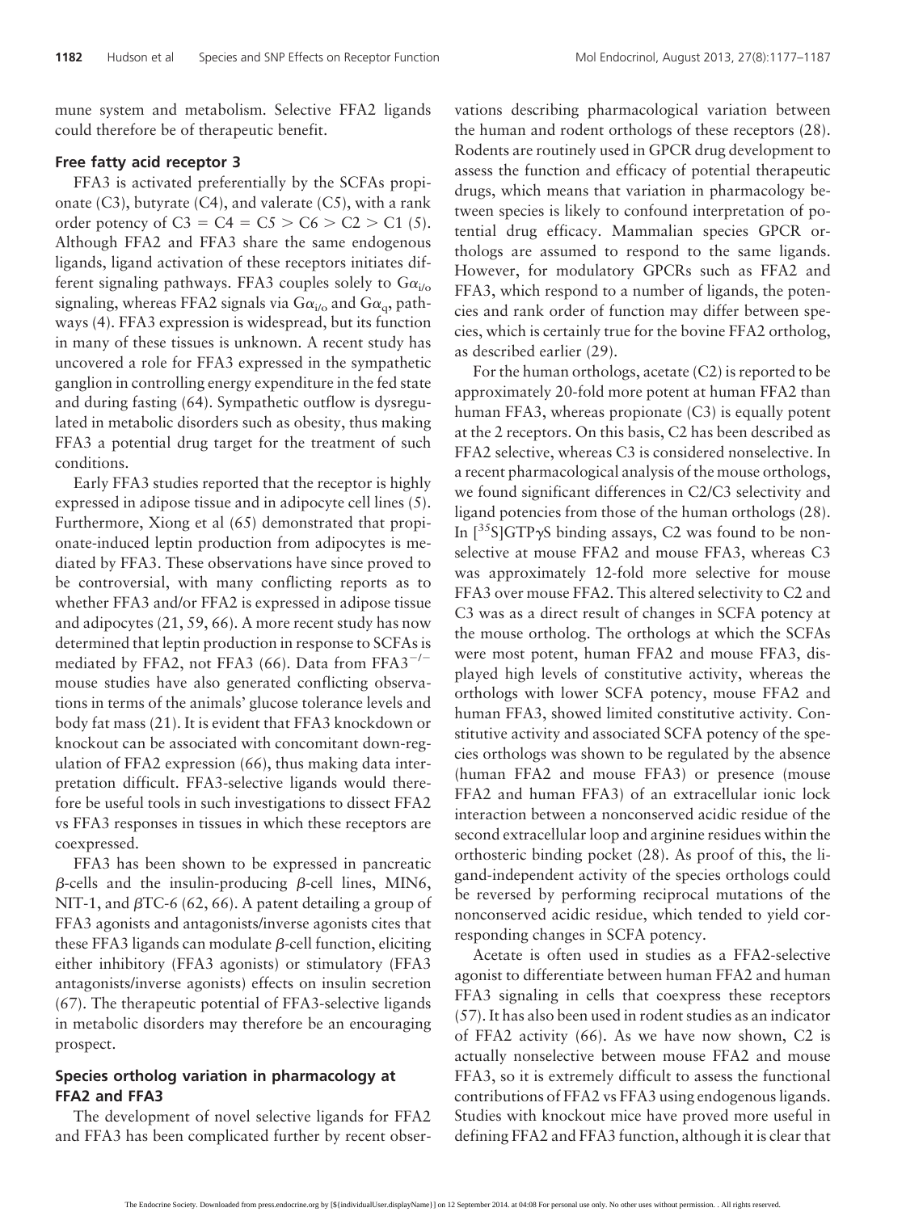mune system and metabolism. Selective FFA2 ligands could therefore be of therapeutic benefit.

### Free fatty acid receptor 3

FFA3 is activated preferentially by the SCFAs propionate (C3), butyrate (C4), and valerate (C5), with a rank order potency of C3 = C4 = C5 > C6 > C2 > C1 (5). Although FFA2 and FFA3 share the same endogenous ligands, ligand activation of these receptors initiates different signaling pathways. FFA3 couples solely to $G\alpha_{i/o}$ signaling, whereas FFA2 signals via $G\alpha_{i/o}$ and $G\alpha_q$ pathways (4). FFA3 expression is widespread, but its function in many of these tissues is unknown. A recent study has uncovered a role for FFA3 expressed in the sympathetic ganglion in controlling energy expenditure in the fed state and during fasting (64). Sympathetic outflow is dysregulated in metabolic disorders such as obesity, thus making FFA3 a potential drug target for the treatment of such conditions.

Early FFA3 studies reported that the receptor is highly expressed in adipose tissue and in adipocyte cell lines (5). Furthermore, Xiong et al (65) demonstrated that propionate-induced leptin production from adipocytes is mediated by FFA3. These observations have since proved to be controversial, with many conflicting reports as to whether FFA3 and/or FFA2 is expressed in adipose tissue and adipocytes (21, 59, 66). A more recent study has now determined that leptin production in response to SCFAs is mediated by FFA2, not FFA3 (66). Data from $FFA3^{-/-}$ mouse studies have also generated conflicting observations in terms of the animals' glucose tolerance levels and body fat mass (21). It is evident that FFA3 knockdown or knockout can be associated with concomitant down-regulation of FFA2 expression (66), thus making data interpretation difficult. FFA3-selective ligands would therefore be useful tools in such investigations to dissect FFA2 vs FFA3 responses in tissues in which these receptors are coexpressed.

FFA3 has been shown to be expressed in pancreatic $\beta$-cells and the insulin-producing $\beta$-cell lines, MIN6, NIT-1, and $\beta$TC-6 (62, 66). A patent detailing a group of FFA3 agonists and antagonists/inverse agonists cites that these FFA3 ligands can modulate $\beta$-cell function, eliciting either inhibitory (FFA3 agonists) or stimulatory (FFA3 antagonists/inverse agonists) effects on insulin secretion (67). The therapeutic potential of FFA3-selective ligands in metabolic disorders may therefore be an encouraging prospect.

### Species ortholog variation in pharmacology at FFA2 and FFA3

The development of novel selective ligands for FFA2 and FFA3 has been complicated further by recent observations describing pharmacological variation between the human and rodent orthologs of these receptors (28). Rodents are routinely used in GPCR drug development to assess the function and efficacy of potential therapeutic drugs, which means that variation in pharmacology between species is likely to confound interpretation of potential drug efficacy. Mammalian species GPCR orthologs are assumed to respond to the same ligands. However, for modulatory GPCRs such as FFA2 and FFA3, which respond to a number of ligands, the potencies and rank order of function may differ between species, which is certainly true for the bovine FFA2 ortholog, as described earlier (29).

For the human orthologs, acetate (C2) is reported to be approximately 20-fold more potent at human FFA2 than human FFA3, whereas propionate (C3) is equally potent at the 2 receptors. On this basis, C2 has been described as FFA2 selective, whereas C3 is considered nonselective. In a recent pharmacological analysis of the mouse orthologs, we found significant differences in C2/C3 selectivity and ligand potencies from those of the human orthologs (28). In [$^{35}$S]GTP$\gamma$S binding assays, C2 was found to be nonselective at mouse FFA2 and mouse FFA3, whereas C3 was approximately 12-fold more selective for mouse FFA3 over mouse FFA2. This altered selectivity to C2 and C3 was as a direct result of changes in SCFA potency at the mouse ortholog. The orthologs at which the SCFAs were most potent, human FFA2 and mouse FFA3, displayed high levels of constitutive activity, whereas the orthologs with lower SCFA potency, mouse FFA2 and human FFA3, showed limited constitutive activity. Constitutive activity and associated SCFA potency of the species orthologs was shown to be regulated by the absence (human FFA2 and mouse FFA3) or presence (mouse FFA2 and human FFA3) of an extracellular ionic lock interaction between a nonconserved acidic residue of the second extracellular loop and arginine residues within the orthosteric binding pocket (28). As proof of this, the ligand-independent activity of the species orthologs could be reversed by performing reciprocal mutations of the nonconserved acidic residue, which tended to yield corresponding changes in SCFA potency.

Acetate is often used in studies as a FFA2-selective agonist to differentiate between human FFA2 and human FFA3 signaling in cells that coexpress these receptors (57). It has also been used in rodent studies as an indicator of FFA2 activity (66). As we have now shown, C2 is actually nonselective between mouse FFA2 and mouse FFA3, so it is extremely difficult to assess the functional contributions of FFA2 vs FFA3 using endogenous ligands. Studies with knockout mice have proved more useful in defining FFA2 and FFA3 function, although it is clear that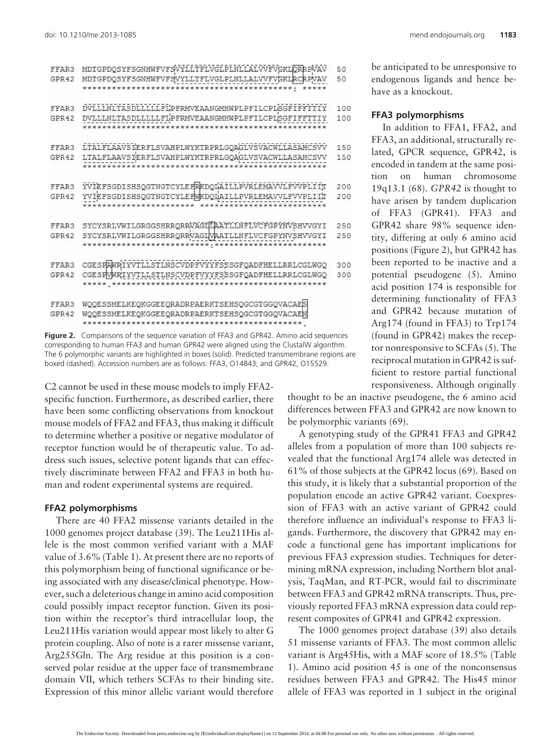```
FFAR3  MDTGPDQSYFSGNHWFVFSVYLLTFLVGLPLNLLALVVFVGKLQRRPVAV  50
GPR42  MDTGPDQSYFSGNHWFVFSVYLLTFLVGLPLNLLALVVFVGKLRCRPVAV  50
       ******************************************: *****

FFAR3  DVLLLNLTASDLLLLLFLPFRMVEAANGMHWPLPFILCPLSGFIFFTTIY  100
GPR42  DVLLLNLTASDLLLLLFLPFRMVEAANGMHWPLPFILCPLSGFIFFTTIY  100
       **************************************************

FFAR3  LTALFLAAVSIERFLSVAHPLWYKTRPRLGQAGLVSVACWLLASAHCSVV  150
GPR42  LTALFLAAVSIERFLSVAHPLWYKTRPRLGQAGLVSVACWLLASAHCSVV  150
       **************************************************

FFAR3  YVIEFSGDISHSQGTNGTCYLEFRKDQLAILLPVRLEMAVVLFVVPLIIT  200
GPR42  YVIEFSGDISHSQGTNGTCYLEFWKDQLAILLPVRLEMAVVLFVVPLIIT  200
       *********************** **************************

FFAR3  SYCYSRLVWILGRGGSHRRQRRVAGLLAATLLNFLVCFGPYNVSHVVGYI  250
GPR42  SYCYSRLVWILGRGGSHRRQRRVAGLVAATLLNFLVCFGPYNVSHVVGYI  250
       **************************:***********************

FFAR3  CGESPAWRIYVTLLSTLNSCVDPFVYYFSSSGFQADFHELLRRLCGLWGQ  300
GPR42  CGESPVWRIYVTLLSTLNSCVDPFVYYFSSSGFQADFHELLRRLCGLWGQ  300
       *****.********************************************

FFAR3  WQQESSMELKEQKGGEEQRADRPAERKTSEHSQGCGTGGQVACAES
GPR42  WQQESSMELKEQKGGEEQRADRPAERKTSEHSQGCGTGGQVACAEN
       *********************************************.
```

**Figure 2.** Comparisons of the sequence variation of FFA3 and GPR42. Amino acid sequences corresponding to human FFA3 and human GPR42 were aligned using the ClustalW algorithm. The 6 polymorphic variants are highlighted in boxes (solid). Predicted transmembrane regions are boxed (dashed). Accession numbers are as follows: FFA3, O14843; and GPR42, O15529.

C2 cannot be used in these mouse models to imply FFA2-specific function. Furthermore, as described earlier, there have been some conflicting observations from knockout mouse models of FFA2 and FFA3, thus making it difficult to determine whether a positive or negative modulator of receptor function would be of therapeutic value. To address such issues, selective potent ligands that can effectively discriminate between FFA2 and FFA3 in both human and rodent experimental systems are required.

### FFA2 polymorphisms

There are 40 FFA2 missense variants detailed in the 1000 genomes project database (39). The Leu211His allele is the most common verified variant with a MAF value of 3.6% (Table 1). At present there are no reports of this polymorphism being of functional significance or being associated with any disease/clinical phenotype. However, such a deleterious change in amino acid composition could possibly impact receptor function. Given its position within the receptor's third intracellular loop, the Leu211His variation would appear most likely to alter G protein coupling. Also of note is a rarer missense variant, Arg255Gln. The Arg residue at this position is a conserved polar residue at the upper face of transmembrane domain VII, which tethers SCFAs to their binding site. Expression of this minor allelic variant would therefore be anticipated to be unresponsive to endogenous ligands and hence behave as a knockout.

### FFA3 polymorphisms

In addition to FFA1, FFA2, and FFA3, an additional, structurally related, GPCR sequence, GPR42, is encoded in tandem at the same position on human chromosome 19q13.1 (68). *GPR42* is thought to have arisen by tandem duplication of FFA3 (GPR41). FFA3 and GPR42 share 98% sequence identity, differing at only 6 amino acid positions (Figure 2), but GPR42 has been reported to be inactive and a potential pseudogene (5). Amino acid position 174 is responsible for determining functionality of FFA3 and GPR42 because mutation of Arg174 (found in FFA3) to Trp174 (found in GPR42) makes the receptor nonresponsive to SCFAs (5). The reciprocal mutation in GPR42 is sufficient to restore partial functional responsiveness. Although originally thought to be an inactive pseudogene, the 6 amino acid differences between FFA3 and GPR42 are now known to be polymorphic variants (69).

A genotyping study of the GPR41 FFA3 and GPR42 alleles from a population of more than 100 subjects revealed that the functional Arg174 allele was detected in 61% of those subjects at the GPR42 locus (69). Based on this study, it is likely that a substantial proportion of the population encode an active GPR42 variant. Coexpression of FFA3 with an active variant of GPR42 could therefore influence an individual's response to FFA3 ligands. Furthermore, the discovery that GPR42 may encode a functional gene has important implications for previous FFA3 expression studies. Techniques for determining mRNA expression, including Northern blot analysis, TaqMan, and RT-PCR, would fail to discriminate between FFA3 and GPR42 mRNA transcripts. Thus, previously reported FFA3 mRNA expression data could represent composites of GPR41 and GPR42 expression.

The 1000 genomes project database (39) also details 51 missense variants of FFA3. The most common allelic variant is Arg45His, with a MAF score of 18.5% (Table 1). Amino acid position 45 is one of the nonconsensus residues between FFA3 and GPR42. The His45 minor allele of FFA3 was reported in 1 subject in the original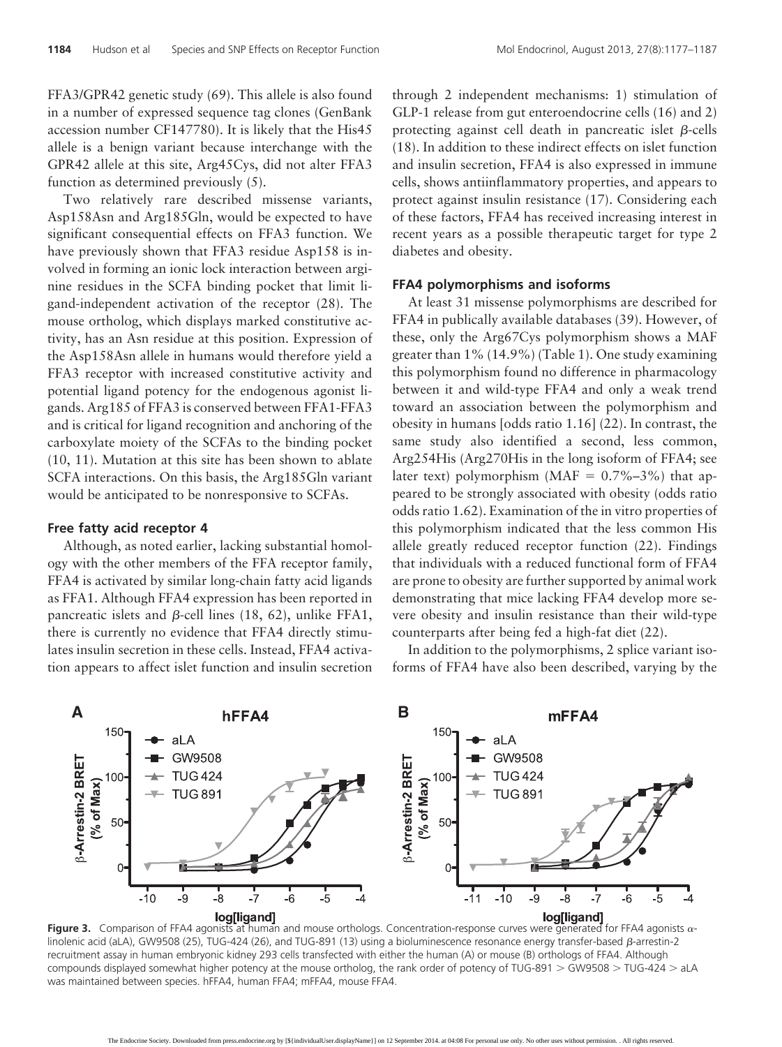FFA3/GPR42 genetic study (69). This allele is also found in a number of expressed sequence tag clones (GenBank accession number CF147780). It is likely that the His45 allele is a benign variant because interchange with the GPR42 allele at this site, Arg45Cys, did not alter FFA3 function as determined previously (5).

Two relatively rare described missense variants, Asp158Asn and Arg185Gln, would be expected to have significant consequential effects on FFA3 function. We have previously shown that FFA3 residue Asp158 is involved in forming an ionic lock interaction between arginine residues in the SCFA binding pocket that limit ligand-independent activation of the receptor (28). The mouse ortholog, which displays marked constitutive activity, has an Asn residue at this position. Expression of the Asp158Asn allele in humans would therefore yield a FFA3 receptor with increased constitutive activity and potential ligand potency for the endogenous agonist ligands. Arg185 of FFA3 is conserved between FFA1-FFA3 and is critical for ligand recognition and anchoring of the carboxylate moiety of the SCFAs to the binding pocket (10, 11). Mutation at this site has been shown to ablate SCFA interactions. On this basis, the Arg185Gln variant would be anticipated to be nonresponsive to SCFAs.

### Free fatty acid receptor 4

Although, as noted earlier, lacking substantial homology with the other members of the FFA receptor family, FFA4 is activated by similar long-chain fatty acid ligands as FFA1. Although FFA4 expression has been reported in pancreatic islets and $\beta$-cell lines (18, 62), unlike FFA1, there is currently no evidence that FFA4 directly stimulates insulin secretion in these cells. Instead, FFA4 activation appears to affect islet function and insulin secretion through 2 independent mechanisms: 1) stimulation of GLP-1 release from gut enteroendocrine cells (16) and 2) protecting against cell death in pancreatic islet $\beta$-cells (18). In addition to these indirect effects on islet function and insulin secretion, FFA4 is also expressed in immune cells, shows antiinflammatory properties, and appears to protect against insulin resistance (17). Considering each of these factors, FFA4 has received increasing interest in recent years as a possible therapeutic target for type 2 diabetes and obesity.

### FFA4 polymorphisms and isoforms

At least 31 missense polymorphisms are described for FFA4 in publically available databases (39). However, of these, only the Arg67Cys polymorphism shows a MAF greater than 1% (14.9%) (Table 1). One study examining this polymorphism found no difference in pharmacology between it and wild-type FFA4 and only a weak trend toward an association between the polymorphism and obesity in humans [odds ratio 1.16] (22). In contrast, the same study also identified a second, less common, Arg254His (Arg270His in the long isoform of FFA4; see later text) polymorphism (MAF = 0.7%–3%) that appeared to be strongly associated with obesity (odds ratio odds ratio 1.62). Examination of the in vitro properties of this polymorphism indicated that the less common His allele greatly reduced receptor function (22). Findings that individuals with a reduced functional form of FFA4 are prone to obesity are further supported by animal work demonstrating that mice lacking FFA4 develop more severe obesity and insulin resistance than their wild-type counterparts after being fed a high-fat diet (22).

In addition to the polymorphisms, 2 splice variant isoforms of FFA4 have also been described, varying by the

**Figure 3.** Comparison of FFA4 agonists at human and mouse orthologs. Concentration-response curves were generated for FFA4 agonists $\alpha$-linolenic acid (aLA), GW9508 (25), TUG-424 (26), and TUG-891 (13) using a bioluminescence resonance energy transfer-based $\beta$-arrestin-2 recruitment assay in human embryonic kidney 293 cells transfected with either the human (A) or mouse (B) orthologs of FFA4. Although compounds displayed somewhat higher potency at the mouse ortholog, the rank order of potency of TUG-891 > GW9508 > TUG-424 > aLA was maintained between species. hFFA4, human FFA4; mFFA4, mouse FFA4.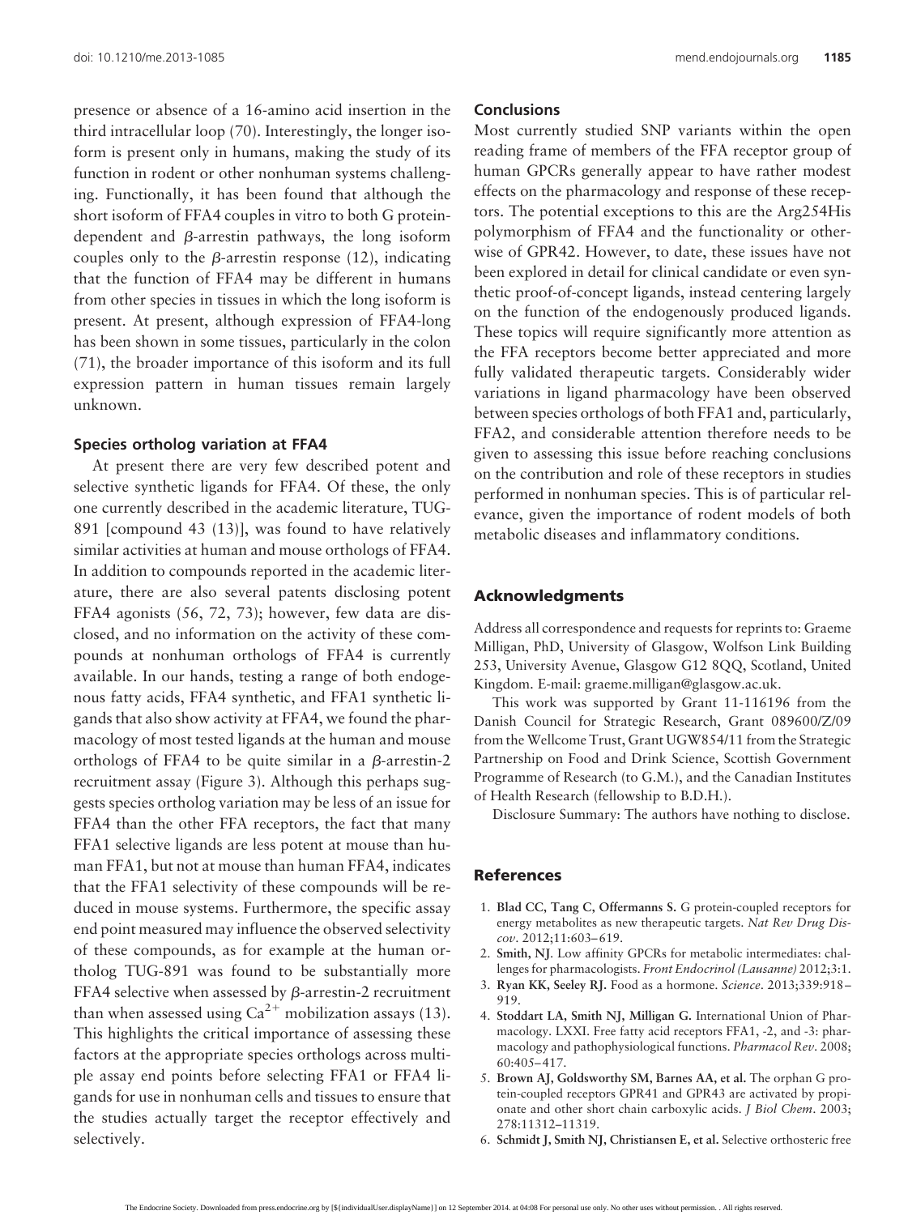presence or absence of a 16-amino acid insertion in the third intracellular loop (70). Interestingly, the longer isoform is present only in humans, making the study of its function in rodent or other nonhuman systems challenging. Functionally, it has been found that although the short isoform of FFA4 couples in vitro to both G protein-dependent and β-arrestin pathways, the long isoform couples only to the β-arrestin response (12), indicating that the function of FFA4 may be different in humans from other species in tissues in which the long isoform is present. At present, although expression of FFA4-long has been shown in some tissues, particularly in the colon (71), the broader importance of this isoform and its full expression pattern in human tissues remain largely unknown.

### Species ortholog variation at FFA4

At present there are very few described potent and selective synthetic ligands for FFA4. Of these, the only one currently described in the academic literature, TUG-891 [compound 43 (13)], was found to have relatively similar activities at human and mouse orthologs of FFA4. In addition to compounds reported in the academic literature, there are also several patents disclosing potent FFA4 agonists (56, 72, 73); however, few data are disclosed, and no information on the activity of these compounds at nonhuman orthologs of FFA4 is currently available. In our hands, testing a range of both endogenous fatty acids, FFA4 synthetic, and FFA1 synthetic ligands that also show activity at FFA4, we found the pharmacology of most tested ligands at the human and mouse orthologs of FFA4 to be quite similar in a β-arrestin-2 recruitment assay (Figure 3). Although this perhaps suggests species ortholog variation may be less of an issue for FFA4 than the other FFA receptors, the fact that many FFA1 selective ligands are less potent at mouse than human FFA1, but not at mouse than human FFA4, indicates that the FFA1 selectivity of these compounds will be reduced in mouse systems. Furthermore, the specific assay end point measured may influence the observed selectivity of these compounds, as for example at the human ortholog TUG-891 was found to be substantially more FFA4 selective when assessed by β-arrestin-2 recruitment than when assessed using $Ca^{2+}$ mobilization assays (13). This highlights the critical importance of assessing these factors at the appropriate species orthologs across multiple assay end points before selecting FFA1 or FFA4 ligands for use in nonhuman cells and tissues to ensure that the studies actually target the receptor effectively and selectively.

### Conclusions

Most currently studied SNP variants within the open reading frame of members of the FFA receptor group of human GPCRs generally appear to have rather modest effects on the pharmacology and response of these receptors. The potential exceptions to this are the Arg254His polymorphism of FFA4 and the functionality or otherwise of GPR42. However, to date, these issues have not been explored in detail for clinical candidate or even synthetic proof-of-concept ligands, instead centering largely on the function of the endogenously produced ligands. These topics will require significantly more attention as the FFA receptors become better appreciated and more fully validated therapeutic targets. Considerably wider variations in ligand pharmacology have been observed between species orthologs of both FFA1 and, particularly, FFA2, and considerable attention therefore needs to be given to assessing this issue before reaching conclusions on the contribution and role of these receptors in studies performed in nonhuman species. This is of particular relevance, given the importance of rodent models of both metabolic diseases and inflammatory conditions.

## Acknowledgments

Address all correspondence and requests for reprints to: Graeme Milligan, PhD, University of Glasgow, Wolfson Link Building 253, University Avenue, Glasgow G12 8QQ, Scotland, United Kingdom. E-mail: graeme.milligan@glasgow.ac.uk.

This work was supported by Grant 11-116196 from the Danish Council for Strategic Research, Grant 089600/Z/09 from the Wellcome Trust, Grant UGW854/11 from the Strategic Partnership on Food and Drink Science, Scottish Government Programme of Research (to G.M.), and the Canadian Institutes of Health Research (fellowship to B.D.H.).

Disclosure Summary: The authors have nothing to disclose.

## References

1. **Blad CC, Tang C, Offermanns S.** G protein-coupled receptors for energy metabolites as new therapeutic targets. *Nat Rev Drug Discov*. 2012;11:603–619.
2. **Smith, NJ**. Low affinity GPCRs for metabolic intermediates: challenges for pharmacologists. *Front Endocrinol (Lausanne)* 2012;3:1.
3. **Ryan KK, Seeley RJ.** Food as a hormone. *Science*. 2013;339:918–919.
4. **Stoddart LA, Smith NJ, Milligan G.** International Union of Pharmacology. LXXI. Free fatty acid receptors FFA1, -2, and -3: pharmacology and pathophysiological functions. *Pharmacol Rev*. 2008;60:405–417.
5. **Brown AJ, Goldsworthy SM, Barnes AA, et al.** The orphan G protein-coupled receptors GPR41 and GPR43 are activated by propionate and other short chain carboxylic acids. *J Biol Chem*. 2003;278:11312–11319.
6. **Schmidt J, Smith NJ, Christiansen E, et al.** Selective orthosteric free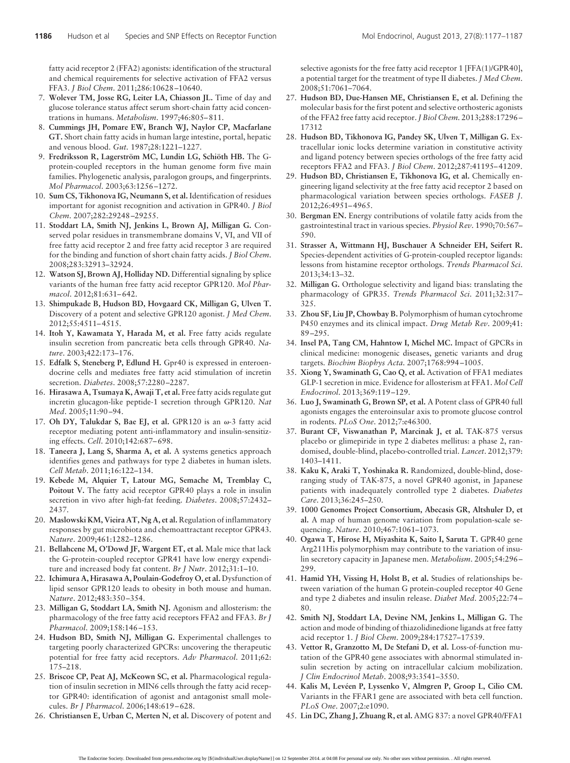fatty acid receptor 2 (FFA2) agonists: identification of the structural and chemical requirements for selective activation of FFA2 versus FFA3. *J Biol Chem*. 2011;286:10628–10640.

7. **Wolever TM, Josse RG, Leiter LA, Chiasson JL.** Time of day and glucose tolerance status affect serum short-chain fatty acid concentrations in humans. *Metabolism*. 1997;46:805–811.
8. **Cummings JH, Pomare EW, Branch WJ, Naylor CP, Macfarlane GT.** Short chain fatty acids in human large intestine, portal, hepatic and venous blood. *Gut*. 1987;28:1221–1227.
9. **Fredriksson R, Lagerström MC, Lundin LG, Schiöth HB.** The G-protein-coupled receptors in the human genome form five main families. Phylogenetic analysis, paralogon groups, and fingerprints. *Mol Pharmacol*. 2003;63:1256–1272.
10. **Sum CS, Tikhonova IG, Neumann S, et al.** Identification of residues important for agonist recognition and activation in GPR40. *J Biol Chem*. 2007;282:29248–29255.
11. **Stoddart LA, Smith NJ, Jenkins L, Brown AJ, Milligan G.** Conserved polar residues in transmembrane domains V, VI, and VII of free fatty acid receptor 2 and free fatty acid receptor 3 are required for the binding and function of short chain fatty acids. *J Biol Chem*. 2008;283:32913–32924.
12. **Watson SJ, Brown AJ, Holliday ND.** Differential signaling by splice variants of the human free fatty acid receptor GPR120. *Mol Pharmacol*. 2012;81:631–642.
13. **Shimpukade B, Hudson BD, Hovgaard CK, Milligan G, Ulven T.** Discovery of a potent and selective GPR120 agonist. *J Med Chem*. 2012;55:4511–4515.
14. **Itoh Y, Kawamata Y, Harada M, et al.** Free fatty acids regulate insulin secretion from pancreatic beta cells through GPR40. *Nature*. 2003;422:173–176.
15. **Edfalk S, Steneberg P, Edlund H.** Gpr40 is expressed in enteroendocrine cells and mediates free fatty acid stimulation of incretin secretion. *Diabetes*. 2008;57:2280–2287.
16. **Hirasawa A, Tsumaya K, Awaji T, et al.** Free fatty acids regulate gut incretin glucagon-like peptide-1 secretion through GPR120. *Nat Med*. 2005;11:90–94.
17. **Oh DY, Talukdar S, Bae EJ, et al.** GPR120 is an ω-3 fatty acid receptor mediating potent anti-inflammatory and insulin-sensitizing effects. *Cell*. 2010;142:687–698.
18. **Taneera J, Lang S, Sharma A, et al.** A systems genetics approach identifies genes and pathways for type 2 diabetes in human islets. *Cell Metab*. 2011;16:122–134.
19. **Kebede M, Alquier T, Latour MG, Semache M, Tremblay C, Poitout V.** The fatty acid receptor GPR40 plays a role in insulin secretion in vivo after high-fat feeding. *Diabetes*. 2008;57:2432–2437.
20. **Maslowski KM, Vieira AT, Ng A, et al.** Regulation of inflammatory responses by gut microbiota and chemoattractant receptor GPR43. *Nature*. 2009;461:1282–1286.
21. **Bellahcene M, O'Dowd JF, Wargent ET, et al.** Male mice that lack the G-protein-coupled receptor GPR41 have low energy expenditure and increased body fat content. *Br J Nutr*. 2012;31:1–10.
22. **Ichimura A, Hirasawa A, Poulain-Godefroy O, et al.** Dysfunction of lipid sensor GPR120 leads to obesity in both mouse and human. *Nature*. 2012;483:350–354.
23. **Milligan G, Stoddart LA, Smith NJ.** Agonism and allosterism: the pharmacology of the free fatty acid receptors FFA2 and FFA3. *Br J Pharmacol*. 2009;158:146–153.
24. **Hudson BD, Smith NJ, Milligan G.** Experimental challenges to targeting poorly characterized GPCRs: uncovering the therapeutic potential for free fatty acid receptors. *Adv Pharmacol*. 2011;62:175–218.
25. **Briscoe CP, Peat AJ, McKeown SC, et al.** Pharmacological regulation of insulin secretion in MIN6 cells through the fatty acid receptor GPR40: identification of agonist and antagonist small molecules. *Br J Pharmacol*. 2006;148:619–628.
26. **Christiansen E, Urban C, Merten N, et al.** Discovery of potent and selective agonists for the free fatty acid receptor 1 [FFA(1)/GPR40], a potential target for the treatment of type II diabetes. *J Med Chem*. 2008;51:7061–7064.
27. **Hudson BD, Due-Hansen ME, Christiansen E, et al.** Defining the molecular basis for the first potent and selective orthosteric agonists of the FFA2 free fatty acid receptor. *J Biol Chem*. 2013;288:17296–17312
28. **Hudson BD, Tikhonova IG, Pandey SK, Ulven T, Milligan G.** Extracellular ionic locks determine variation in constitutive activity and ligand potency between species orthologs of the free fatty acid receptors FFA2 and FFA3. *J Biol Chem*. 2012;287:41195–41209.
29. **Hudson BD, Christiansen E, Tikhonova IG, et al.** Chemically engineering ligand selectivity at the free fatty acid receptor 2 based on pharmacological variation between species orthologs. *FASEB J*. 2012;26:4951–4965.
30. **Bergman EN.** Energy contributions of volatile fatty acids from the gastrointestinal tract in various species. *Physiol Rev*. 1990;70:567–590.
31. **Strasser A, Wittmann HJ, Buschauer A Schneider EH, Seifert R.** Species-dependent activities of G-protein-coupled receptor ligands: lessons from histamine receptor orthologs. *Trends Pharmacol Sci*. 2013;34:13–32.
32. **Milligan G.** Orthologue selectivity and ligand bias: translating the pharmacology of GPR35. *Trends Pharmacol Sci*. 2011;32:317–325.
33. **Zhou SF, Liu JP, Chowbay B.** Polymorphism of human cytochrome P450 enzymes and its clinical impact. *Drug Metab Rev*. 2009;41:89–295.
34. **Insel PA, Tang CM, Hahntow I, Michel MC.** Impact of GPCRs in clinical medicine: monogenic diseases, genetic variants and drug targets. *Biochim Biophys Acta*. 2007;1768:994–1005.
35. **Xiong Y, Swaminath G, Cao Q, et al.** Activation of FFA1 mediates GLP-1 secretion in mice. Evidence for allosterism at FFA1. *Mol Cell Endocrinol*. 2013;369:119–129.
36. **Luo J, Swaminath G, Brown SP, et al.** A Potent class of GPR40 full agonists engages the enteroinsular axis to promote glucose control in rodents. *PLoS One*. 2012;7:e46300.
37. **Burant CF, Viswanathan P, Marcinak J, et al.** TAK-875 versus placebo or glimepiride in type 2 diabetes mellitus: a phase 2, randomised, double-blind, placebo-controlled trial. *Lancet*. 2012;379:1403–1411.
38. **Kaku K, Araki T, Yoshinaka R.** Randomized, double-blind, dose-ranging study of TAK-875, a novel GPR40 agonist, in Japanese patients with inadequately controlled type 2 diabetes. *Diabetes Care*. 2013;36:245–250.
39. **1000 Genomes Project Consortium, Abecasis GR, Altshuler D, et al.** A map of human genome variation from population-scale sequencing. *Nature*. 2010;467:1061–1073.
40. **Ogawa T, Hirose H, Miyashita K, Saito I, Saruta T.** GPR40 gene Arg211His polymorphism may contribute to the variation of insulin secretory capacity in Japanese men. *Metabolism*. 2005;54:296–299.
41. **Hamid YH, Vissing H, Holst B, et al.** Studies of relationships between variation of the human G protein-coupled receptor 40 Gene and type 2 diabetes and insulin release. *Diabet Med*. 2005;22:74–80.
42. **Smith NJ, Stoddart LA, Devine NM, Jenkins L, Milligan G.** The action and mode of binding of thiazolidinedione ligands at free fatty acid receptor 1. *J Biol Chem*. 2009;284:17527–17539.
43. **Vettor R, Granzotto M, De Stefani D, et al.** Loss-of-function mutation of the GPR40 gene associates with abnormal stimulated insulin secretion by acting on intracellular calcium mobilization. *J Clin Endocrinol Metab*. 2008;93:3541–3550.
44. **Kalis M, Levéen P, Lyssenko V, Almgren P, Groop L, Cilio CM.** Variants in the FFAR1 gene are associated with beta cell function. *PLoS One*. 2007;2:e1090.
45. **Lin DC, Zhang J, Zhuang R, et al.** AMG 837: a novel GPR40/FFA1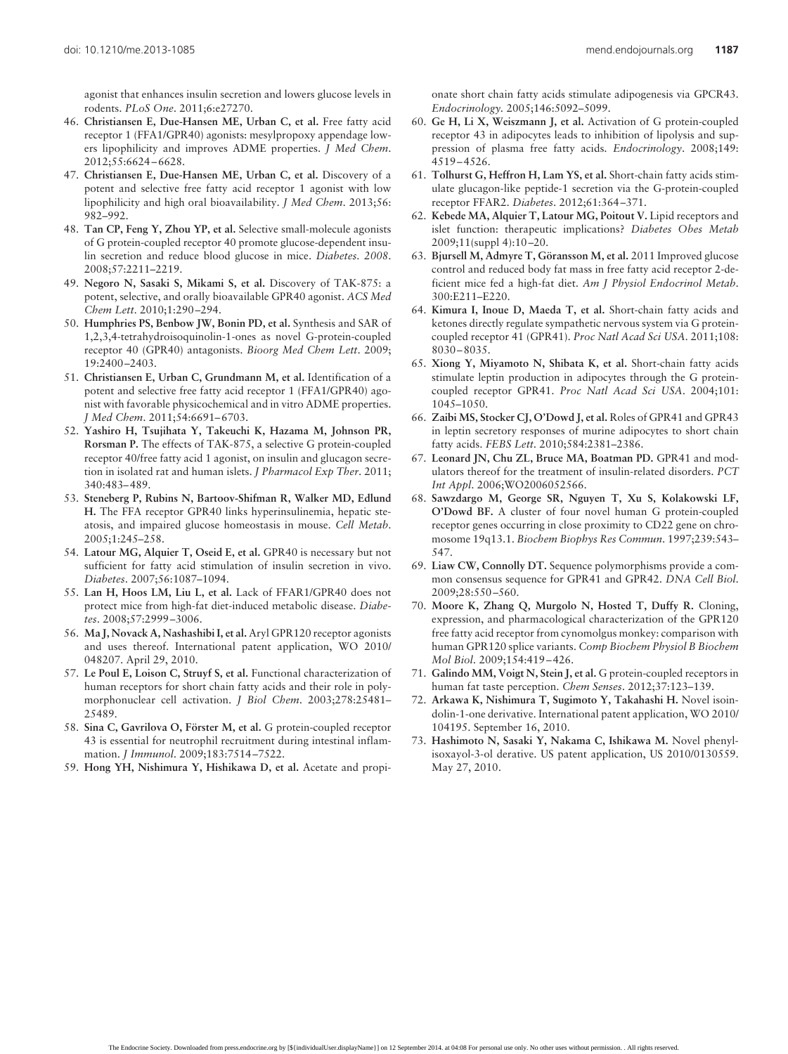agonist that enhances insulin secretion and lowers glucose levels in rodents. *PLoS One*. 2011;6:e27270.

46. **Christiansen E, Due-Hansen ME, Urban C, et al.** Free fatty acid receptor 1 (FFA1/GPR40) agonists: mesylpropoxy appendage lowers lipophilicity and improves ADME properties. *J Med Chem*. 2012;55:6624–6628.
47. **Christiansen E, Due-Hansen ME, Urban C, et al.** Discovery of a potent and selective free fatty acid receptor 1 agonist with low lipophilicity and high oral bioavailability. *J Med Chem*. 2013;56: 982–992.
48. **Tan CP, Feng Y, Zhou YP, et al.** Selective small-molecule agonists of G protein-coupled receptor 40 promote glucose-dependent insulin secretion and reduce blood glucose in mice. *Diabetes*. *2008*. 2008;57:2211–2219.
49. **Negoro N, Sasaki S, Mikami S, et al.** Discovery of TAK-875: a potent, selective, and orally bioavailable GPR40 agonist. *ACS Med Chem Lett*. 2010;1:290–294.
50. **Humphries PS, Benbow JW, Bonin PD, et al.** Synthesis and SAR of 1,2,3,4-tetrahydroisoquinolin-1-ones as novel G-protein-coupled receptor 40 (GPR40) antagonists. *Bioorg Med Chem Lett*. 2009; 19:2400–2403.
51. **Christiansen E, Urban C, Grundmann M, et al.** Identification of a potent and selective free fatty acid receptor 1 (FFA1/GPR40) agonist with favorable physicochemical and in vitro ADME properties. *J Med Chem*. 2011;54:6691–6703.
52. **Yashiro H, Tsujihata Y, Takeuchi K, Hazama M, Johnson PR, Rorsman P.** The effects of TAK-875, a selective G protein-coupled receptor 40/free fatty acid 1 agonist, on insulin and glucagon secretion in isolated rat and human islets. *J Pharmacol Exp Ther*. 2011; 340:483–489.
53. **Steneberg P, Rubins N, Bartoov-Shifman R, Walker MD, Edlund H.** The FFA receptor GPR40 links hyperinsulinemia, hepatic steatosis, and impaired glucose homeostasis in mouse. *Cell Metab*. 2005;1:245–258.
54. **Latour MG, Alquier T, Oseid E, et al.** GPR40 is necessary but not sufficient for fatty acid stimulation of insulin secretion in vivo. *Diabetes*. 2007;56:1087–1094.
55. **Lan H, Hoos LM, Liu L, et al.** Lack of FFAR1/GPR40 does not protect mice from high-fat diet-induced metabolic disease. *Diabetes*. 2008;57:2999–3006.
56. **Ma J, Novack A, Nashashibi I, et al.** Aryl GPR120 receptor agonists and uses thereof. International patent application, WO 2010/ 048207. April 29, 2010.
57. **Le Poul E, Loison C, Struyf S, et al.** Functional characterization of human receptors for short chain fatty acids and their role in polymorphonuclear cell activation. *J Biol Chem*. 2003;278:25481–25489.
58. **Sina C, Gavrilova O, Förster M, et al.** G protein-coupled receptor 43 is essential for neutrophil recruitment during intestinal inflammation. *J Immunol*. 2009;183:7514–7522.
59. **Hong YH, Nishimura Y, Hishikawa D, et al.** Acetate and propionate short chain fatty acids stimulate adipogenesis via GPCR43. *Endocrinology*. 2005;146:5092–5099.
60. **Ge H, Li X, Weiszmann J, et al.** Activation of G protein-coupled receptor 43 in adipocytes leads to inhibition of lipolysis and suppression of plasma free fatty acids. *Endocrinology*. 2008;149: 4519–4526.
61. **Tolhurst G, Heffron H, Lam YS, et al.** Short-chain fatty acids stimulate glucagon-like peptide-1 secretion via the G-protein-coupled receptor FFAR2. *Diabetes*. 2012;61:364–371.
62. **Kebede MA, Alquier T, Latour MG, Poitout V.** Lipid receptors and islet function: therapeutic implications? *Diabetes Obes Metab* 2009;11(suppl 4):10–20.
63. **Bjursell M, Admyre T, Göransson M, et al.** 2011 Improved glucose control and reduced body fat mass in free fatty acid receptor 2-deficient mice fed a high-fat diet. *Am J Physiol Endocrinol Metab*. 300:E211–E220.
64. **Kimura I, Inoue D, Maeda T, et al.** Short-chain fatty acids and ketones directly regulate sympathetic nervous system via G protein-coupled receptor 41 (GPR41). *Proc Natl Acad Sci USA*. 2011;108: 8030–8035.
65. **Xiong Y, Miyamoto N, Shibata K, et al.** Short-chain fatty acids stimulate leptin production in adipocytes through the G protein-coupled receptor GPR41. *Proc Natl Acad Sci USA*. 2004;101: 1045–1050.
66. **Zaibi MS, Stocker CJ, O'Dowd J, et al.** Roles of GPR41 and GPR43 in leptin secretory responses of murine adipocytes to short chain fatty acids. *FEBS Lett*. 2010;584:2381–2386.
67. **Leonard JN, Chu ZL, Bruce MA, Boatman PD.** GPR41 and modulators thereof for the treatment of insulin-related disorders. *PCT Int Appl*. 2006;WO2006052566.
68. **Sawzdargo M, George SR, Nguyen T, Xu S, Kolakowski LF, O'Dowd BF.** A cluster of four novel human G protein-coupled receptor genes occurring in close proximity to CD22 gene on chromosome 19q13.1. *Biochem Biophys Res Commun*. 1997;239:543–547.
69. **Liaw CW, Connolly DT.** Sequence polymorphisms provide a common consensus sequence for GPR41 and GPR42. *DNA Cell Biol*. 2009;28:550–560.
70. **Moore K, Zhang Q, Murgolo N, Hosted T, Duffy R.** Cloning, expression, and pharmacological characterization of the GPR120 free fatty acid receptor from cynomolgus monkey: comparison with human GPR120 splice variants. *Comp Biochem Physiol B Biochem Mol Biol*. 2009;154:419–426.
71. **Galindo MM, Voigt N, Stein J, et al.** G protein-coupled receptors in human fat taste perception. *Chem Senses*. 2012;37:123–139.
72. **Arkawa K, Nishimura T, Sugimoto Y, Takahashi H.** Novel isoindolin-1-one derivative. International patent application, WO 2010/ 104195. September 16, 2010.
73. **Hashimoto N, Sasaki Y, Nakama C, Ishikawa M.** Novel phenylisoxayol-3-ol derative. US patent application, US 2010/0130559. May 27, 2010.